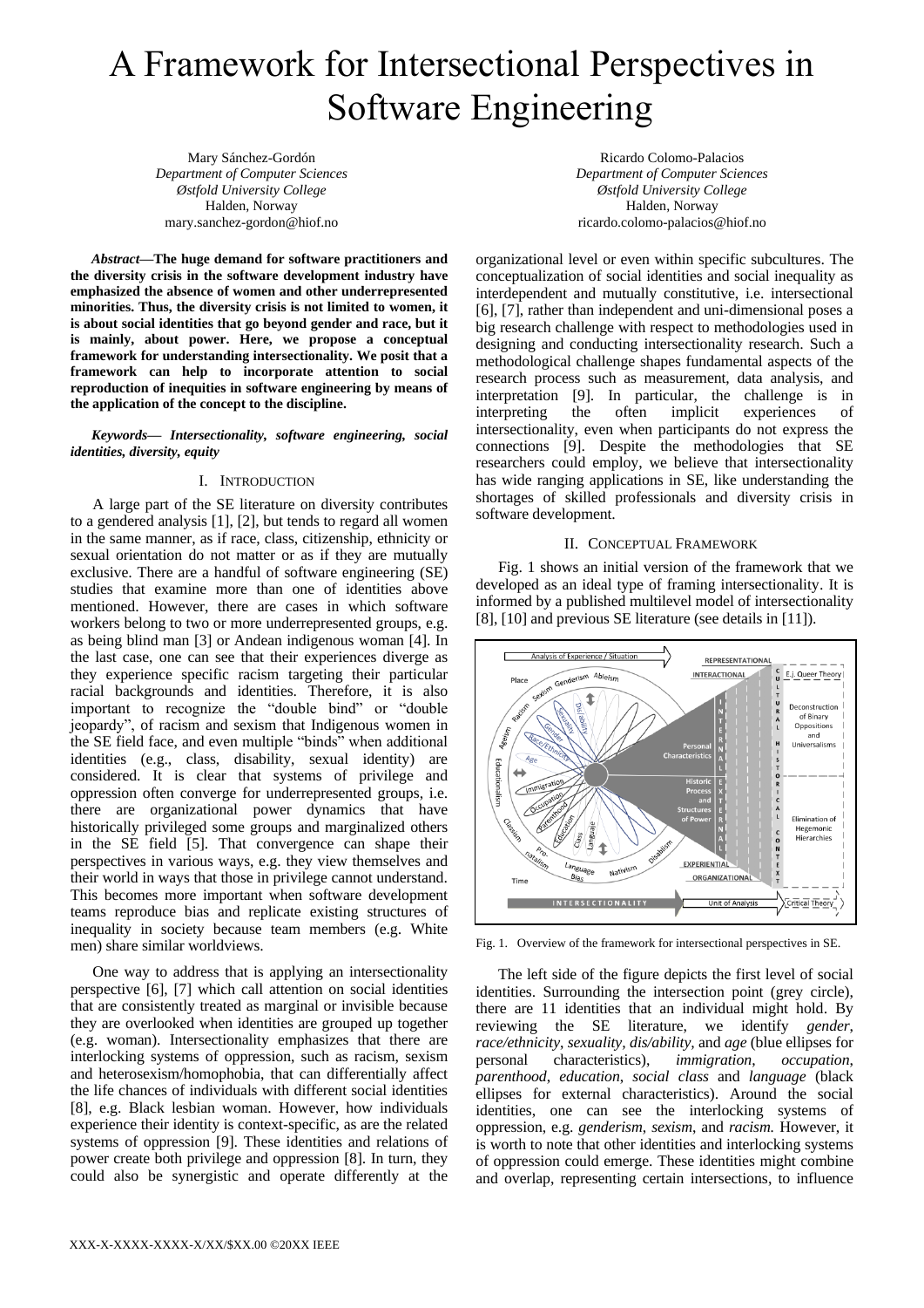# A Framework for Intersectional Perspectives in Software Engineering

Mary Sánchez-Gordón
*Department of Computer Sciences*
*Østfold University College*
Halden, Norway
mary.sanchez-gordon@hiof.no

Ricardo Colomo-Palacios
*Department of Computer Sciences*
*Østfold University College*
Halden, Norway
ricardo.colomo-palacios@hiof.no

***Abstract*—The huge demand for software practitioners and the diversity crisis in the software development industry have emphasized the absence of women and other underrepresented minorities. Thus, the diversity crisis is not limited to women, it is about social identities that go beyond gender and race, but it is mainly, about power. Here, we propose a conceptual framework for understanding intersectionality. We posit that a framework can help to incorporate attention to social reproduction of inequities in software engineering by means of the application of the concept to the discipline.**

***Keywords*— *Intersectionality, software engineering, social identities, diversity, equity***

## I. Introduction

A large part of the SE literature on diversity contributes to a gendered analysis [1], [2], but tends to regard all women in the same manner, as if race, class, citizenship, ethnicity or sexual orientation do not matter or as if they are mutually exclusive. There are a handful of software engineering (SE) studies that examine more than one of identities above mentioned. However, there are cases in which software workers belong to two or more underrepresented groups, e.g. as being blind man [3] or Andean indigenous woman [4]. In the last case, one can see that their experiences diverge as they experience specific racism targeting their particular racial backgrounds and identities. Therefore, it is also important to recognize the "double bind" or "double jeopardy", of racism and sexism that Indigenous women in the SE field face, and even multiple "binds" when additional identities (e.g., class, disability, sexual identity) are considered. It is clear that systems of privilege and oppression often converge for underrepresented groups, i.e. there are organizational power dynamics that have historically privileged some groups and marginalized others in the SE field [5]. That convergence can shape their perspectives in various ways, e.g. they view themselves and their world in ways that those in privilege cannot understand. This becomes more important when software development teams reproduce bias and replicate existing structures of inequality in society because team members (e.g. White men) share similar worldviews.

One way to address that is applying an intersectionality perspective [6], [7] which call attention on social identities that are consistently treated as marginal or invisible because they are overlooked when identities are grouped up together (e.g. woman). Intersectionality emphasizes that there are interlocking systems of oppression, such as racism, sexism and heterosexism/homophobia, that can differentially affect the life chances of individuals with different social identities [8], e.g. Black lesbian woman. However, how individuals experience their identity is context-specific, as are the related systems of oppression [9]. These identities and relations of power create both privilege and oppression [8]. In turn, they could also be synergistic and operate differently at the organizational level or even within specific subcultures. The conceptualization of social identities and social inequality as interdependent and mutually constitutive, i.e. intersectional [6], [7], rather than independent and uni-dimensional poses a big research challenge with respect to methodologies used in designing and conducting intersectionality research. Such a methodological challenge shapes fundamental aspects of the research process such as measurement, data analysis, and interpretation [9]. In particular, the challenge is in interpreting the often implicit experiences of intersectionality, even when participants do not express the connections [9]. Despite the methodologies that SE researchers could employ, we believe that intersectionality has wide ranging applications in SE, like understanding the shortages of skilled professionals and diversity crisis in software development.

## II. Conceptual Framework

Fig. 1 shows an initial version of the framework that we developed as an ideal type of framing intersectionality. It is informed by a published multilevel model of intersectionality [8], [10] and previous SE literature (see details in [11]).

Analysis of Experience / Situation
REPRESENTATIONAL
INTERACTIONAL
EXPERIENTIAL
ORGANIZATIONAL
Place
Time
Genderism Ableism Sexism Racism Ageism Educationalism Classism Pro-natalism Language Bias Nativism Disablism
Dis/ability Sexuality Gender Race/Ethnicity Age Immigration Occupation Parenthood Education Class Language
Personal Characteristics
INTERNAL
Historic Process and Structures of Power
EXTERNAL
CULTURAL HISTORICAL CONTEXT
E.J. Queer Theory
Deconstruction of Binary Oppositions and Universalisms
Elimination of Hegemonic Hierarchies
INTERSECTIONALITY
Unit of Analysis
Critical Theory

Fig. 1. Overview of the framework for intersectional perspectives in SE.

The left side of the figure depicts the first level of social identities. Surrounding the intersection point (grey circle), there are 11 identities that an individual might hold. By reviewing the SE literature, we identify *gender*, *race/ethnicity*, *sexuality*, *dis/ability*, and *age* (blue ellipses for personal characteristics), *immigration*, *occupation*, *parenthood*, *education*, *social class* and *language* (black ellipses for external characteristics). Around the social identities, one can see the interlocking systems of oppression, e.g. *genderism*, *sexism*, and *racism.* However, it is worth to note that other identities and interlocking systems of oppression could emerge. These identities might combine and overlap, representing certain intersections, to influence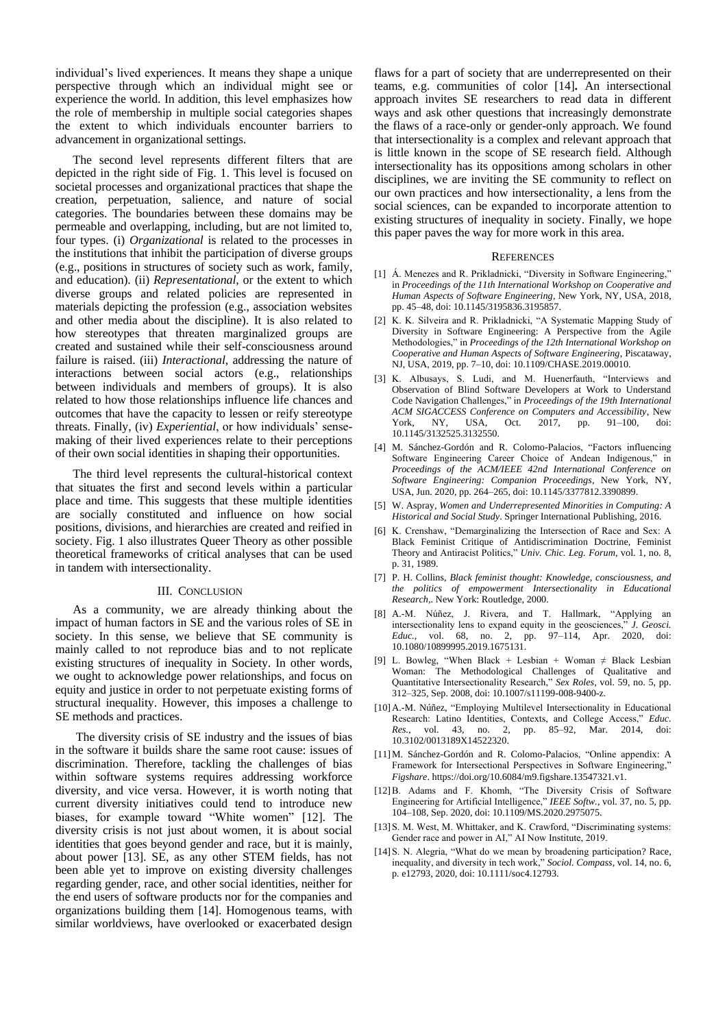individual's lived experiences. It means they shape a unique perspective through which an individual might see or experience the world. In addition, this level emphasizes how the role of membership in multiple social categories shapes the extent to which individuals encounter barriers to advancement in organizational settings.

The second level represents different filters that are depicted in the right side of Fig. 1. This level is focused on societal processes and organizational practices that shape the creation, perpetuation, salience, and nature of social categories. The boundaries between these domains may be permeable and overlapping, including, but are not limited to, four types. (i) *Organizational* is related to the processes in the institutions that inhibit the participation of diverse groups (e.g., positions in structures of society such as work, family, and education). (ii) *Representational*, or the extent to which diverse groups and related policies are represented in materials depicting the profession (e.g., association websites and other media about the discipline). It is also related to how stereotypes that threaten marginalized groups are created and sustained while their self-consciousness around failure is raised. (iii) *Interactional*, addressing the nature of interactions between social actors (e.g., relationships between individuals and members of groups). It is also related to how those relationships influence life chances and outcomes that have the capacity to lessen or reify stereotype threats. Finally, (iv) *Experiential*, or how individuals' sense-making of their lived experiences relate to their perceptions of their own social identities in shaping their opportunities.

The third level represents the cultural-historical context that situates the first and second levels within a particular place and time. This suggests that these multiple identities are socially constituted and influence on how social positions, divisions, and hierarchies are created and reified in society. Fig. 1 also illustrates Queer Theory as other possible theoretical frameworks of critical analyses that can be used in tandem with intersectionality.

## III. Conclusion

As a community, we are already thinking about the impact of human factors in SE and the various roles of SE in society. In this sense, we believe that SE community is mainly called to not reproduce bias and to not replicate existing structures of inequality in Society. In other words, we ought to acknowledge power relationships, and focus on equity and justice in order to not perpetuate existing forms of structural inequality. However, this imposes a challenge to SE methods and practices.

The diversity crisis of SE industry and the issues of bias in the software it builds share the same root cause: issues of discrimination. Therefore, tackling the challenges of bias within software systems requires addressing workforce diversity, and vice versa. However, it is worth noting that current diversity initiatives could tend to introduce new biases, for example toward "White women" [12]. The diversity crisis is not just about women, it is about social identities that goes beyond gender and race, but it is mainly, about power [13]. SE, as any other STEM fields, has not been able yet to improve on existing diversity challenges regarding gender, race, and other social identities, neither for the end users of software products nor for the companies and organizations building them [14]. Homogenous teams, with similar worldviews, have overlooked or exacerbated design flaws for a part of society that are underrepresented on their teams, e.g. communities of color [14]**.** An intersectional approach invites SE researchers to read data in different ways and ask other questions that increasingly demonstrate the flaws of a race-only or gender-only approach. We found that intersectionality is a complex and relevant approach that is little known in the scope of SE research field. Although intersectionality has its oppositions among scholars in other disciplines, we are inviting the SE community to reflect on our own practices and how intersectionality, a lens from the social sciences, can be expanded to incorporate attention to existing structures of inequality in society. Finally, we hope this paper paves the way for more work in this area.

## References

[1] Á. Menezes and R. Prikladnicki, "Diversity in Software Engineering," in *Proceedings of the 11th International Workshop on Cooperative and Human Aspects of Software Engineering*, New York, NY, USA, 2018, pp. 45–48, doi: 10.1145/3195836.3195857.

[2] K. K. Silveira and R. Prikladnicki, "A Systematic Mapping Study of Diversity in Software Engineering: A Perspective from the Agile Methodologies," in *Proceedings of the 12th International Workshop on Cooperative and Human Aspects of Software Engineering*, Piscataway, NJ, USA, 2019, pp. 7–10, doi: 10.1109/CHASE.2019.00010.

[3] K. Albusays, S. Ludi, and M. Huenerfauth, "Interviews and Observation of Blind Software Developers at Work to Understand Code Navigation Challenges," in *Proceedings of the 19th International ACM SIGACCESS Conference on Computers and Accessibility*, New York, NY, USA, Oct. 2017, pp. 91–100, doi: 10.1145/3132525.3132550.

[4] M. Sánchez-Gordón and R. Colomo-Palacios, "Factors influencing Software Engineering Career Choice of Andean Indigenous," in *Proceedings of the ACM/IEEE 42nd International Conference on Software Engineering: Companion Proceedings*, New York, NY, USA, Jun. 2020, pp. 264–265, doi: 10.1145/3377812.3390899.

[5] W. Aspray, *Women and Underrepresented Minorities in Computing: A Historical and Social Study*. Springer International Publishing, 2016.

[6] K. Crenshaw, "Demarginalizing the Intersection of Race and Sex: A Black Feminist Critique of Antidiscrimination Doctrine, Feminist Theory and Antiracist Politics," *Univ. Chic. Leg. Forum*, vol. 1, no. 8, p. 31, 1989.

[7] P. H. Collins, *Black feminist thought: Knowledge, consciousness, and the politics of empowerment Intersectionality in Educational Research,*. New York: Routledge, 2000.

[8] A.-M. Núñez, J. Rivera, and T. Hallmark, "Applying an intersectionality lens to expand equity in the geosciences," *J. Geosci. Educ.*, vol. 68, no. 2, pp. 97–114, Apr. 2020, doi: 10.1080/10899995.2019.1675131.

[9] L. Bowleg, "When Black + Lesbian + Woman ≠ Black Lesbian Woman: The Methodological Challenges of Qualitative and Quantitative Intersectionality Research," *Sex Roles*, vol. 59, no. 5, pp. 312–325, Sep. 2008, doi: 10.1007/s11199-008-9400-z.

[10] A.-M. Núñez, "Employing Multilevel Intersectionality in Educational Research: Latino Identities, Contexts, and College Access," *Educ. Res.*, vol. 43, no. 2, pp. 85–92, Mar. 2014, doi: 10.3102/0013189X14522320.

[11] M. Sánchez-Gordón and R. Colomo-Palacios, "Online appendix: A Framework for Intersectional Perspectives in Software Engineering," *Figshare*. https://doi.org/10.6084/m9.figshare.13547321.v1.

[12] B. Adams and F. Khomh, "The Diversity Crisis of Software Engineering for Artificial Intelligence," *IEEE Softw.*, vol. 37, no. 5, pp. 104–108, Sep. 2020, doi: 10.1109/MS.2020.2975075.

[13] S. M. West, M. Whittaker, and K. Crawford, "Discriminating systems: Gender race and power in AI," AI Now Institute, 2019.

[14] S. N. Alegria, "What do we mean by broadening participation? Race, inequality, and diversity in tech work," *Sociol. Compass*, vol. 14, no. 6, p. e12793, 2020, doi: 10.1111/soc4.12793.